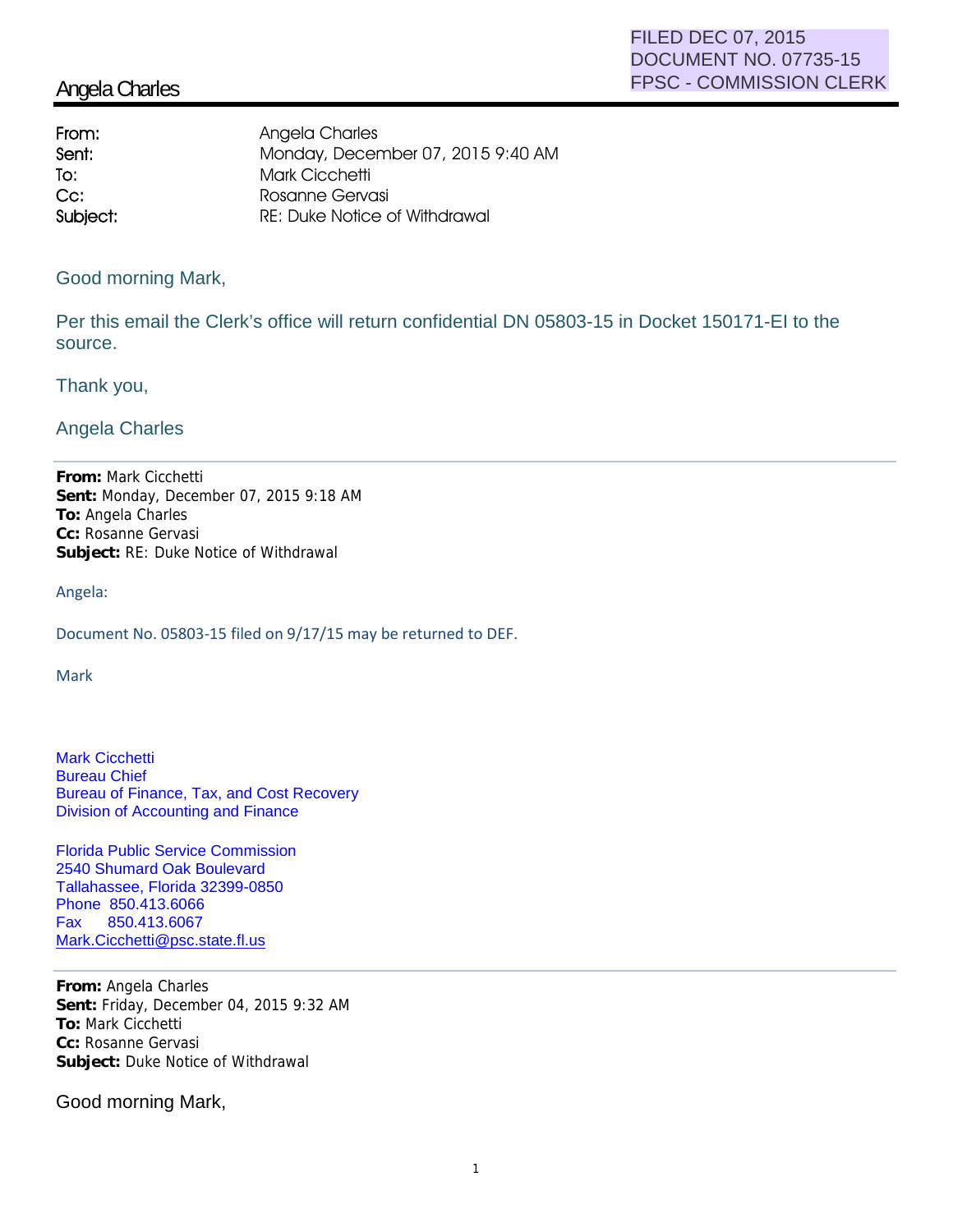FILED DEC 07, 2015
DOCUMENT NO. 07735-15
FPSC - COMMISSION CLERK

# Angela Charles

| | |
|---|---|
| **From:** | Angela Charles |
| **Sent:** | Monday, December 07, 2015 9:40 AM |
| **To:** | Mark Cicchetti |
| **Cc:** | Rosanne Gervasi |
| **Subject:** | RE: Duke Notice of Withdrawal |

Good morning Mark,

Per this email the Clerk's office will return confidential DN 05803-15 in Docket 150171-EI to the source.

Thank you,

Angela Charles

---

**From:** Mark Cicchetti
**Sent:** Monday, December 07, 2015 9:18 AM
**To:** Angela Charles
**Cc:** Rosanne Gervasi
**Subject:** RE: Duke Notice of Withdrawal

Angela:

Document No. 05803-15 filed on 9/17/15 may be returned to DEF.

Mark

Mark Cicchetti
Bureau Chief
Bureau of Finance, Tax, and Cost Recovery
Division of Accounting and Finance

Florida Public Service Commission
2540 Shumard Oak Boulevard
Tallahassee, Florida 32399-0850
Phone 850.413.6066
Fax 850.413.6067
Mark.Cicchetti@psc.state.fl.us

---

**From:** Angela Charles
**Sent:** Friday, December 04, 2015 9:32 AM
**To:** Mark Cicchetti
**Cc:** Rosanne Gervasi
**Subject:** Duke Notice of Withdrawal

Good morning Mark,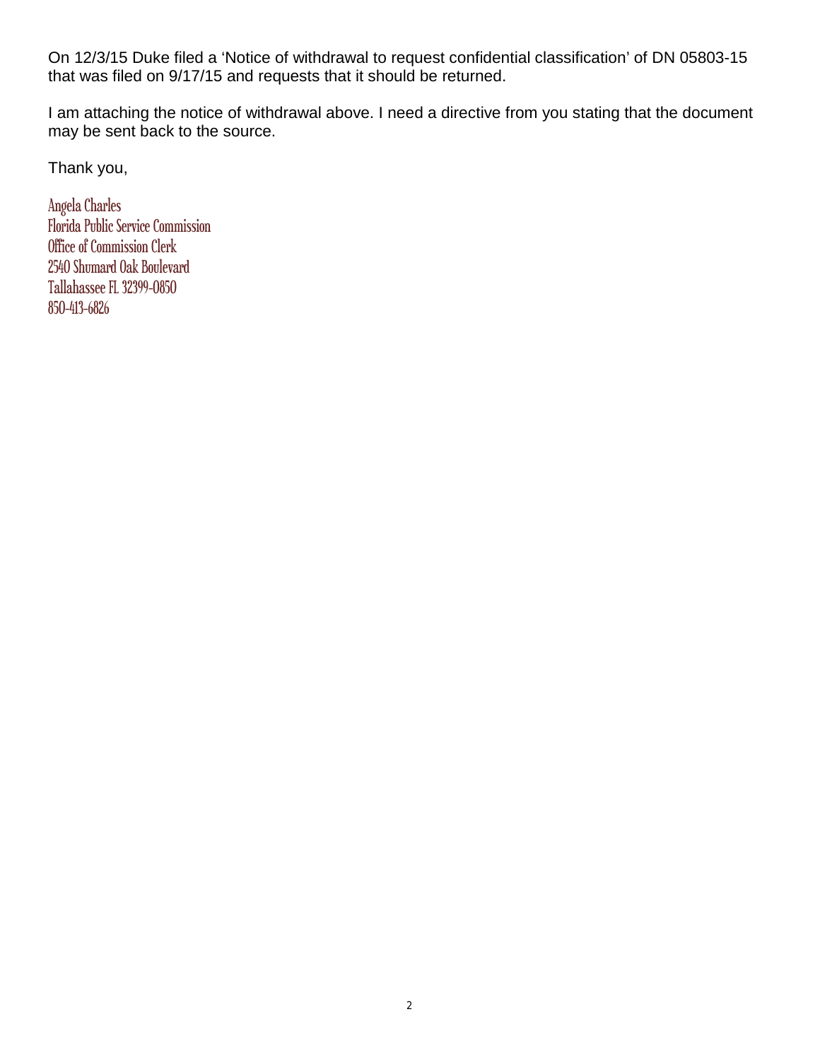On 12/3/15 Duke filed a 'Notice of withdrawal to request confidential classification' of DN 05803-15 that was filed on 9/17/15 and requests that it should be returned.

I am attaching the notice of withdrawal above. I need a directive from you stating that the document may be sent back to the source.

Thank you,

Angela Charles  
Florida Public Service Commission  
Office of Commission Clerk  
2540 Shumard Oak Boulevard  
Tallahassee FL 32399-0850  
850-413-6826